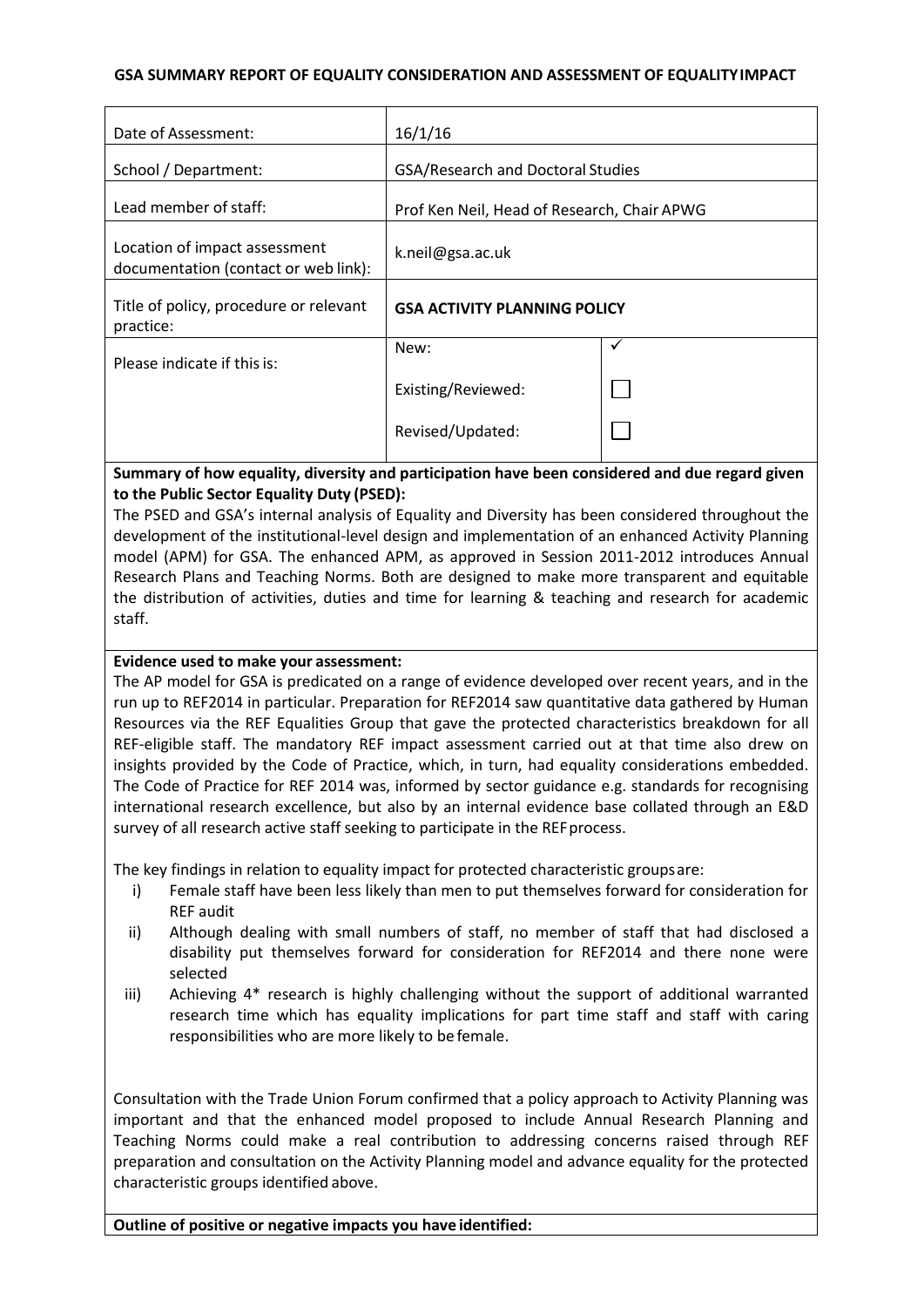**GSA SUMMARY REPORT OF EQUALITY CONSIDERATION AND ASSESSMENT OF EQUALITY IMPACT**

| | | |
|---|---|---|
| Date of Assessment: | 16/1/16 | |
| School / Department: | GSA/Research and Doctoral Studies | |
| Lead member of staff: | Prof Ken Neil, Head of Research, Chair APWG | |
| Location of impact assessment documentation (contact or web link): | k.neil@gsa.ac.uk | |
| Title of policy, procedure or relevant practice: | **GSA ACTIVITY PLANNING POLICY** | |
| Please indicate if this is: | New: | ✓ |
| | Existing/Reviewed: | ☐ |
| | Revised/Updated: | ☐ |

**Summary of how equality, diversity and participation have been considered and due regard given to the Public Sector Equality Duty (PSED):**

The PSED and GSA's internal analysis of Equality and Diversity has been considered throughout the development of the institutional-level design and implementation of an enhanced Activity Planning model (APM) for GSA. The enhanced APM, as approved in Session 2011-2012 introduces Annual Research Plans and Teaching Norms. Both are designed to make more transparent and equitable the distribution of activities, duties and time for learning & teaching and research for academic staff.

**Evidence used to make your assessment:**

The AP model for GSA is predicated on a range of evidence developed over recent years, and in the run up to REF2014 in particular. Preparation for REF2014 saw quantitative data gathered by Human Resources via the REF Equalities Group that gave the protected characteristics breakdown for all REF-eligible staff. The mandatory REF impact assessment carried out at that time also drew on insights provided by the Code of Practice, which, in turn, had equality considerations embedded. The Code of Practice for REF 2014 was, informed by sector guidance e.g. standards for recognising international research excellence, but also by an internal evidence base collated through an E&D survey of all research active staff seeking to participate in the REF process.

The key findings in relation to equality impact for protected characteristic groups are:

- i) Female staff have been less likely than men to put themselves forward for consideration for REF audit
- ii) Although dealing with small numbers of staff, no member of staff that had disclosed a disability put themselves forward for consideration for REF2014 and there none were selected
- iii) Achieving 4* research is highly challenging without the support of additional warranted research time which has equality implications for part time staff and staff with caring responsibilities who are more likely to be female.

Consultation with the Trade Union Forum confirmed that a policy approach to Activity Planning was important and that the enhanced model proposed to include Annual Research Planning and Teaching Norms could make a real contribution to addressing concerns raised through REF preparation and consultation on the Activity Planning model and advance equality for the protected characteristic groups identified above.

**Outline of positive or negative impacts you have identified:**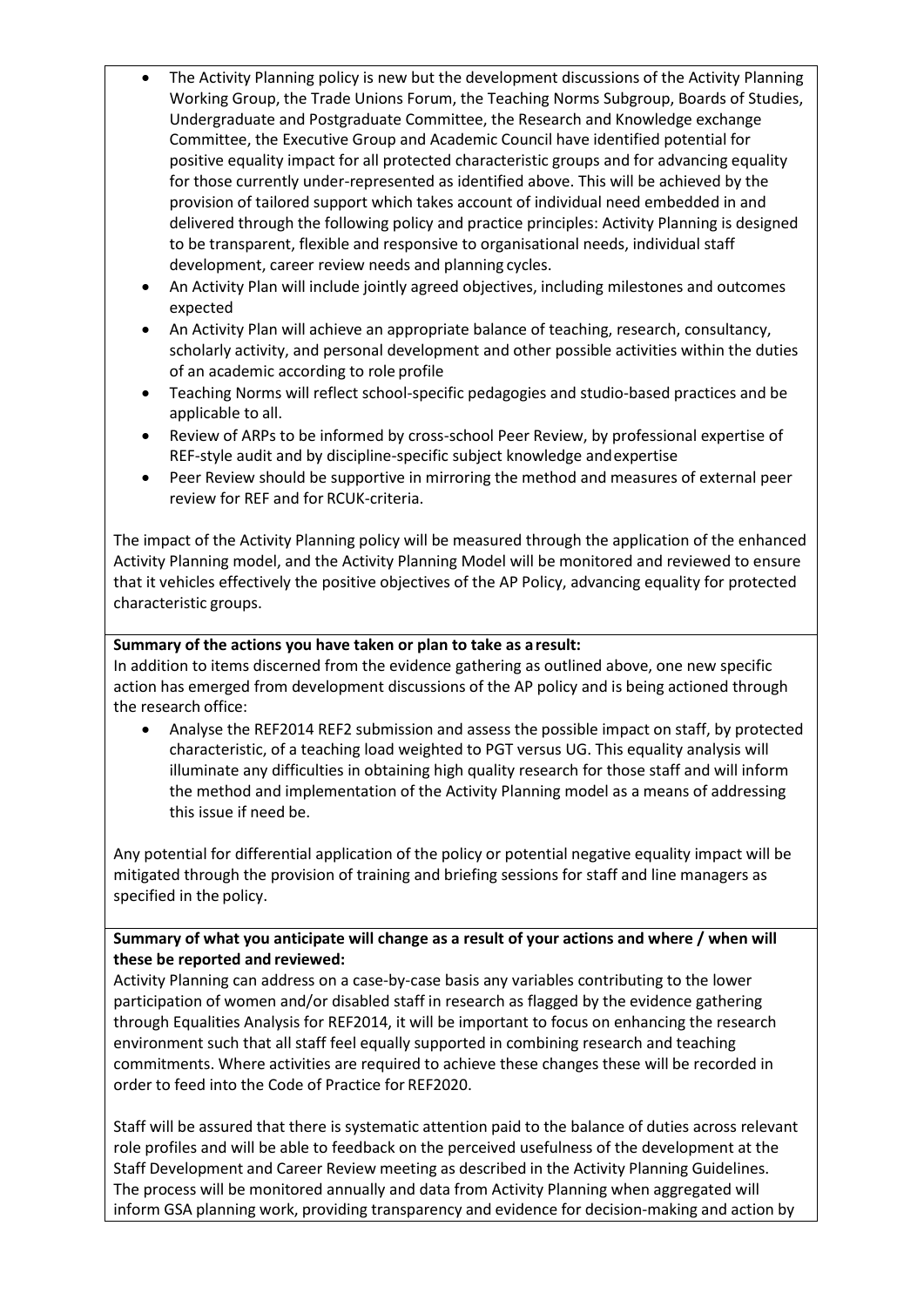- The Activity Planning policy is new but the development discussions of the Activity Planning Working Group, the Trade Unions Forum, the Teaching Norms Subgroup, Boards of Studies, Undergraduate and Postgraduate Committee, the Research and Knowledge exchange Committee, the Executive Group and Academic Council have identified potential for positive equality impact for all protected characteristic groups and for advancing equality for those currently under-represented as identified above. This will be achieved by the provision of tailored support which takes account of individual need embedded in and delivered through the following policy and practice principles: Activity Planning is designed to be transparent, flexible and responsive to organisational needs, individual staff development, career review needs and planning cycles.
- An Activity Plan will include jointly agreed objectives, including milestones and outcomes expected
- An Activity Plan will achieve an appropriate balance of teaching, research, consultancy, scholarly activity, and personal development and other possible activities within the duties of an academic according to role profile
- Teaching Norms will reflect school-specific pedagogies and studio-based practices and be applicable to all.
- Review of ARPs to be informed by cross-school Peer Review, by professional expertise of REF-style audit and by discipline-specific subject knowledge and expertise
- Peer Review should be supportive in mirroring the method and measures of external peer review for REF and for RCUK-criteria.

The impact of the Activity Planning policy will be measured through the application of the enhanced Activity Planning model, and the Activity Planning Model will be monitored and reviewed to ensure that it vehicles effectively the positive objectives of the AP Policy, advancing equality for protected characteristic groups.

**Summary of the actions you have taken or plan to take as a result:**

In addition to items discerned from the evidence gathering as outlined above, one new specific action has emerged from development discussions of the AP policy and is being actioned through the research office:

- Analyse the REF2014 REF2 submission and assess the possible impact on staff, by protected characteristic, of a teaching load weighted to PGT versus UG. This equality analysis will illuminate any difficulties in obtaining high quality research for those staff and will inform the method and implementation of the Activity Planning model as a means of addressing this issue if need be.

Any potential for differential application of the policy or potential negative equality impact will be mitigated through the provision of training and briefing sessions for staff and line managers as specified in the policy.

**Summary of what you anticipate will change as a result of your actions and where / when will these be reported and reviewed:**

Activity Planning can address on a case-by-case basis any variables contributing to the lower participation of women and/or disabled staff in research as flagged by the evidence gathering through Equalities Analysis for REF2014, it will be important to focus on enhancing the research environment such that all staff feel equally supported in combining research and teaching commitments. Where activities are required to achieve these changes these will be recorded in order to feed into the Code of Practice for REF2020.

Staff will be assured that there is systematic attention paid to the balance of duties across relevant role profiles and will be able to feedback on the perceived usefulness of the development at the Staff Development and Career Review meeting as described in the Activity Planning Guidelines. The process will be monitored annually and data from Activity Planning when aggregated will inform GSA planning work, providing transparency and evidence for decision-making and action by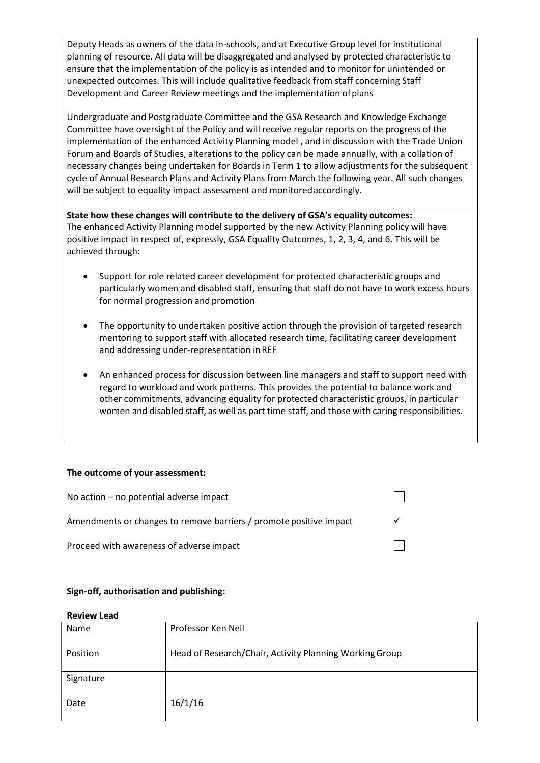Deputy Heads as owners of the data in-schools, and at Executive Group level for institutional planning of resource. All data will be disaggregated and analysed by protected characteristic to ensure that the implementation of the policy is as intended and to monitor for unintended or unexpected outcomes. This will include qualitative feedback from staff concerning Staff Development and Career Review meetings and the implementation of plans

Undergraduate and Postgraduate Committee and the GSA Research and Knowledge Exchange Committee have oversight of the Policy and will receive regular reports on the progress of the implementation of the enhanced Activity Planning model , and in discussion with the Trade Union Forum and Boards of Studies, alterations to the policy can be made annually, with a collation of necessary changes being undertaken for Boards in Term 1 to allow adjustments for the subsequent cycle of Annual Research Plans and Activity Plans from March the following year. All such changes will be subject to equality impact assessment and monitored accordingly.

**State how these changes will contribute to the delivery of GSA's equality outcomes:**
The enhanced Activity Planning model supported by the new Activity Planning policy will have positive impact in respect of, expressly, GSA Equality Outcomes, 1, 2, 3, 4, and 6. This will be achieved through:

- Support for role related career development for protected characteristic groups and particularly women and disabled staff, ensuring that staff do not have to work excess hours for normal progression and promotion
- The opportunity to undertaken positive action through the provision of targeted research mentoring to support staff with allocated research time, facilitating career development and addressing under-representation in REF
- An enhanced process for discussion between line managers and staff to support need with regard to workload and work patterns. This provides the potential to balance work and other commitments, advancing equality for protected characteristic groups, in particular women and disabled staff, as well as part time staff, and those with caring responsibilities.

**The outcome of your assessment:**

| | |
|---|---|
| No action – no potential adverse impact | ☐ |
| Amendments or changes to remove barriers / promote positive impact | ✓ |
| Proceed with awareness of adverse impact | ☐ |

**Sign-off, authorisation and publishing:**

**Review Lead**

| | |
|---|---|
| Name | Professor Ken Neil |
| Position | Head of Research/Chair, Activity Planning Working Group |
| Signature | |
| Date | 16/1/16 |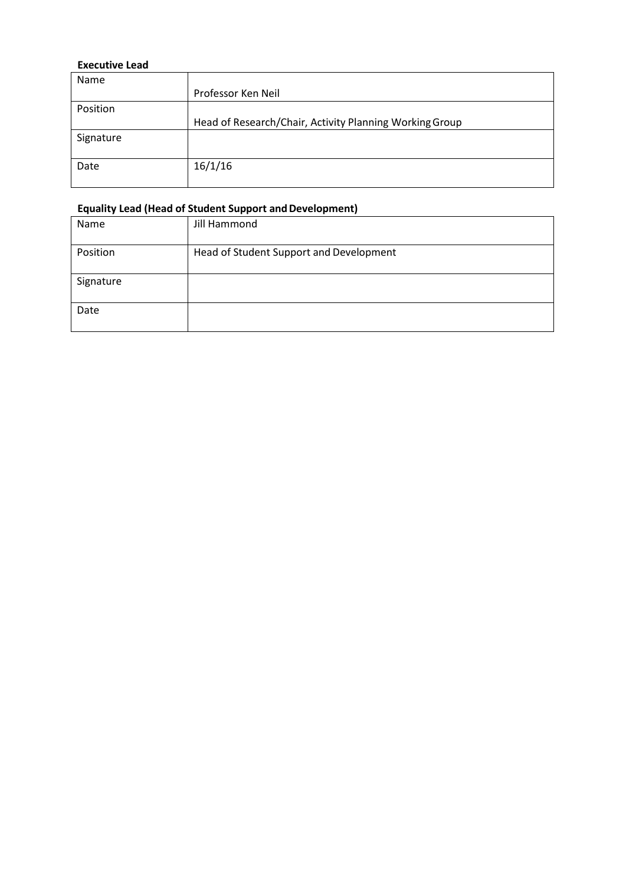**Executive Lead**

| | |
|---|---|
| Name | Professor Ken Neil |
| Position | Head of Research/Chair, Activity Planning Working Group |
| Signature | |
| Date | 16/1/16 |

**Equality Lead (Head of Student Support and Development)**

| | |
|---|---|
| Name | Jill Hammond |
| Position | Head of Student Support and Development |
| Signature | |
| Date | |